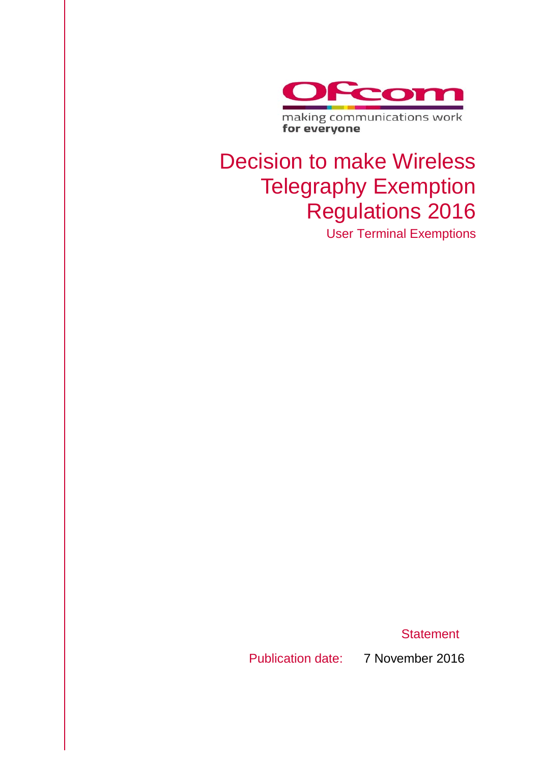Ofcom

making communications work
for everyone

# Decision to make Wireless Telegraphy Exemption Regulations 2016

User Terminal Exemptions

Statement

Publication date: 7 November 2016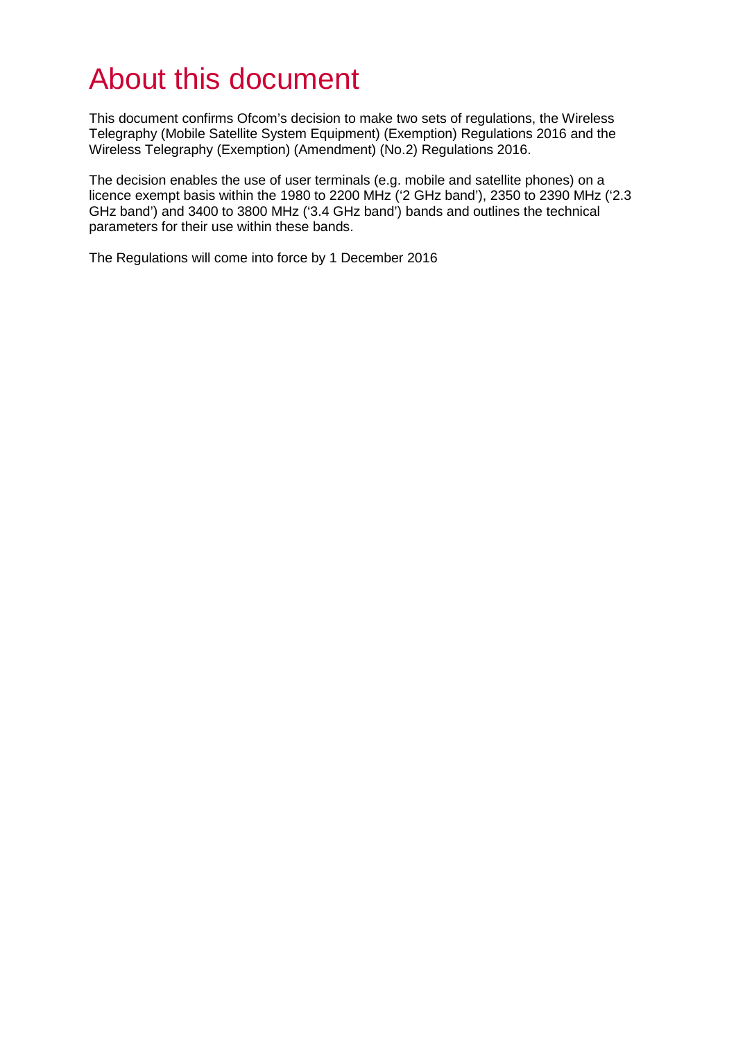# About this document

This document confirms Ofcom's decision to make two sets of regulations, the Wireless Telegraphy (Mobile Satellite System Equipment) (Exemption) Regulations 2016 and the Wireless Telegraphy (Exemption) (Amendment) (No.2) Regulations 2016.

The decision enables the use of user terminals (e.g. mobile and satellite phones) on a licence exempt basis within the 1980 to 2200 MHz ('2 GHz band'), 2350 to 2390 MHz ('2.3 GHz band') and 3400 to 3800 MHz ('3.4 GHz band') bands and outlines the technical parameters for their use within these bands.

The Regulations will come into force by 1 December 2016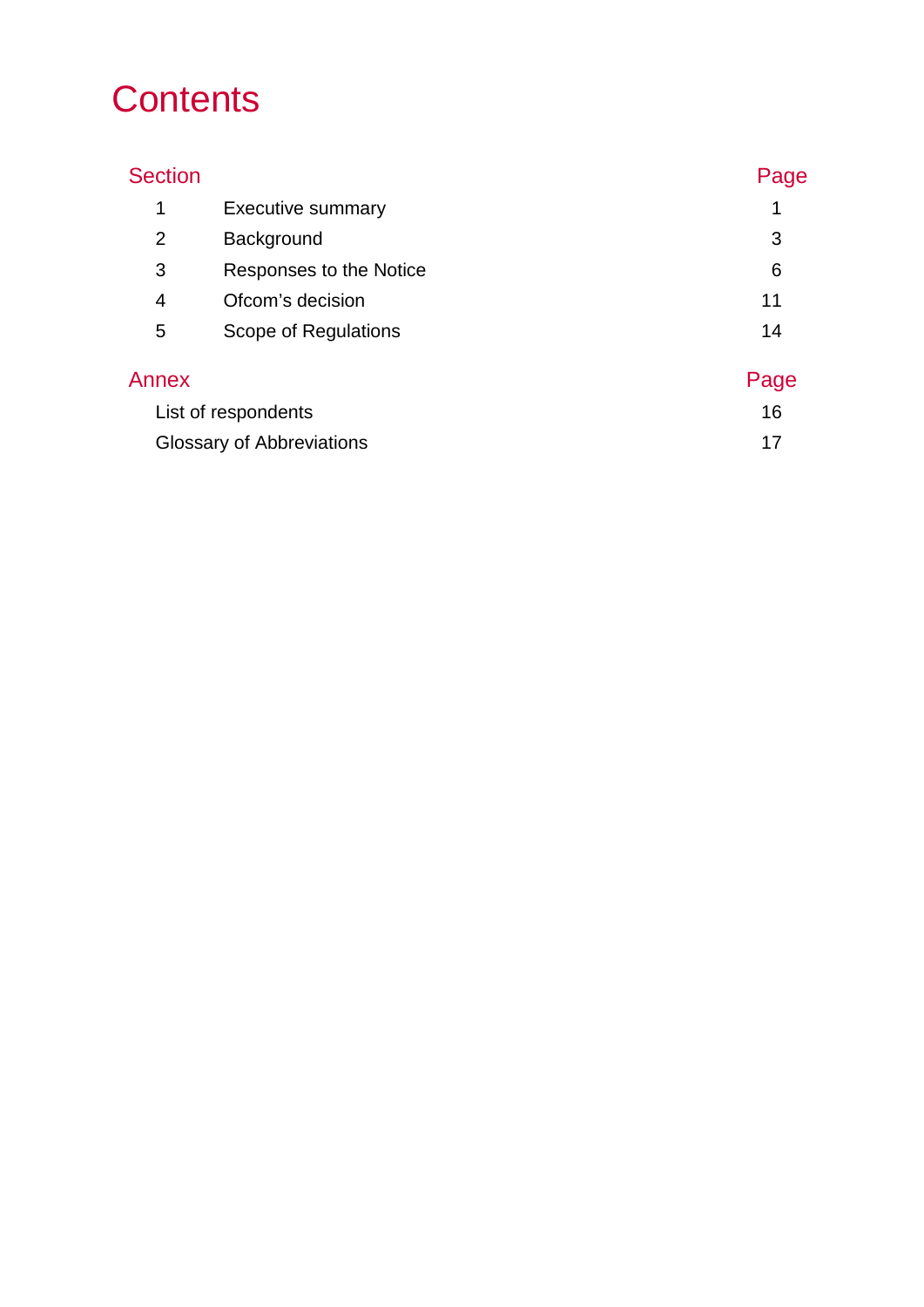# Contents

| Section | | Page |
|---|---|---|
| 1 | Executive summary | 1 |
| 2 | Background | 3 |
| 3 | Responses to the Notice | 6 |
| 4 | Ofcom's decision | 11 |
| 5 | Scope of Regulations | 14 |

| Annex | Page |
|---|---|
| List of respondents | 16 |
| Glossary of Abbreviations | 17 |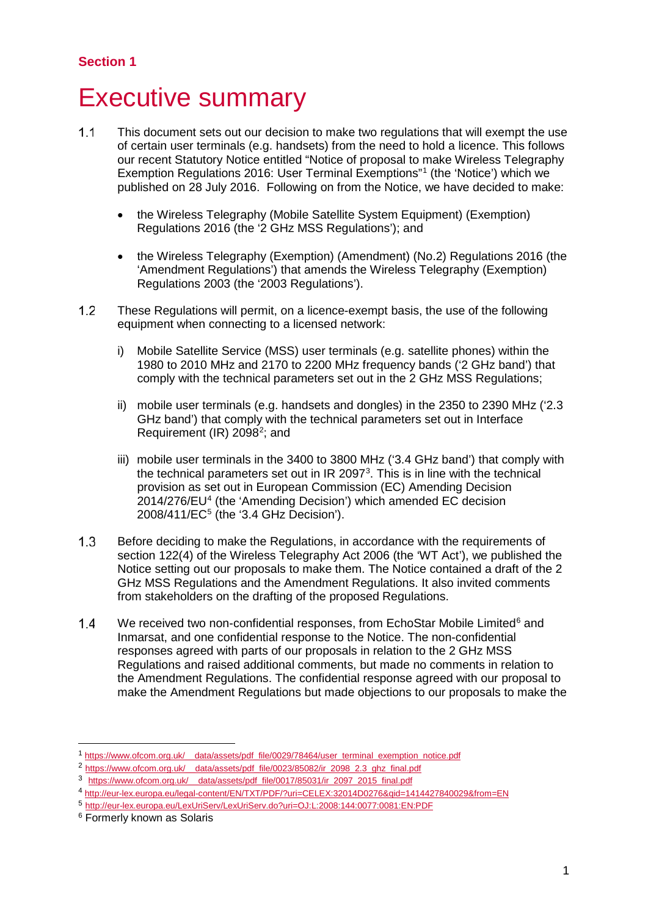## Section 1

# Executive summary

1.1 This document sets out our decision to make two regulations that will exempt the use of certain user terminals (e.g. handsets) from the need to hold a licence. This follows our recent Statutory Notice entitled "Notice of proposal to make Wireless Telegraphy Exemption Regulations 2016: User Terminal Exemptions"[1] (the 'Notice') which we published on 28 July 2016. Following on from the Notice, we have decided to make:

- the Wireless Telegraphy (Mobile Satellite System Equipment) (Exemption) Regulations 2016 (the '2 GHz MSS Regulations'); and
- the Wireless Telegraphy (Exemption) (Amendment) (No.2) Regulations 2016 (the 'Amendment Regulations') that amends the Wireless Telegraphy (Exemption) Regulations 2003 (the '2003 Regulations').

1.2 These Regulations will permit, on a licence-exempt basis, the use of the following equipment when connecting to a licensed network:

i) Mobile Satellite Service (MSS) user terminals (e.g. satellite phones) within the 1980 to 2010 MHz and 2170 to 2200 MHz frequency bands ('2 GHz band') that comply with the technical parameters set out in the 2 GHz MSS Regulations;

ii) mobile user terminals (e.g. handsets and dongles) in the 2350 to 2390 MHz ('2.3 GHz band') that comply with the technical parameters set out in Interface Requirement (IR) 2098[2]; and

iii) mobile user terminals in the 3400 to 3800 MHz ('3.4 GHz band') that comply with the technical parameters set out in IR 2097[3]. This is in line with the technical provision as set out in European Commission (EC) Amending Decision 2014/276/EU[4] (the 'Amending Decision') which amended EC decision 2008/411/EC[5] (the '3.4 GHz Decision').

1.3 Before deciding to make the Regulations, in accordance with the requirements of section 122(4) of the Wireless Telegraphy Act 2006 (the 'WT Act'), we published the Notice setting out our proposals to make them. The Notice contained a draft of the 2 GHz MSS Regulations and the Amendment Regulations. It also invited comments from stakeholders on the drafting of the proposed Regulations.

1.4 We received two non-confidential responses, from EchoStar Mobile Limited[6] and Inmarsat, and one confidential response to the Notice. The non-confidential responses agreed with parts of our proposals in relation to the 2 GHz MSS Regulations and raised additional comments, but made no comments in relation to the Amendment Regulations. The confidential response agreed with our proposal to make the Amendment Regulations but made objections to our proposals to make the

---

[1] https://www.ofcom.org.uk/__data/assets/pdf_file/0029/78464/user_terminal_exemption_notice.pdf

[2] https://www.ofcom.org.uk/__data/assets/pdf_file/0023/85082/ir_2098_2.3_ghz_final.pdf

[3] https://www.ofcom.org.uk/__data/assets/pdf_file/0017/85031/ir_2097_2015_final.pdf

[4] http://eur-lex.europa.eu/legal-content/EN/TXT/PDF/?uri=CELEX:32014D0276&qid=1414427840029&from=EN

[5] http://eur-lex.europa.eu/LexUriServ/LexUriServ.do?uri=OJ:L:2008:144:0077:0081:EN:PDF

[6] Formerly known as Solaris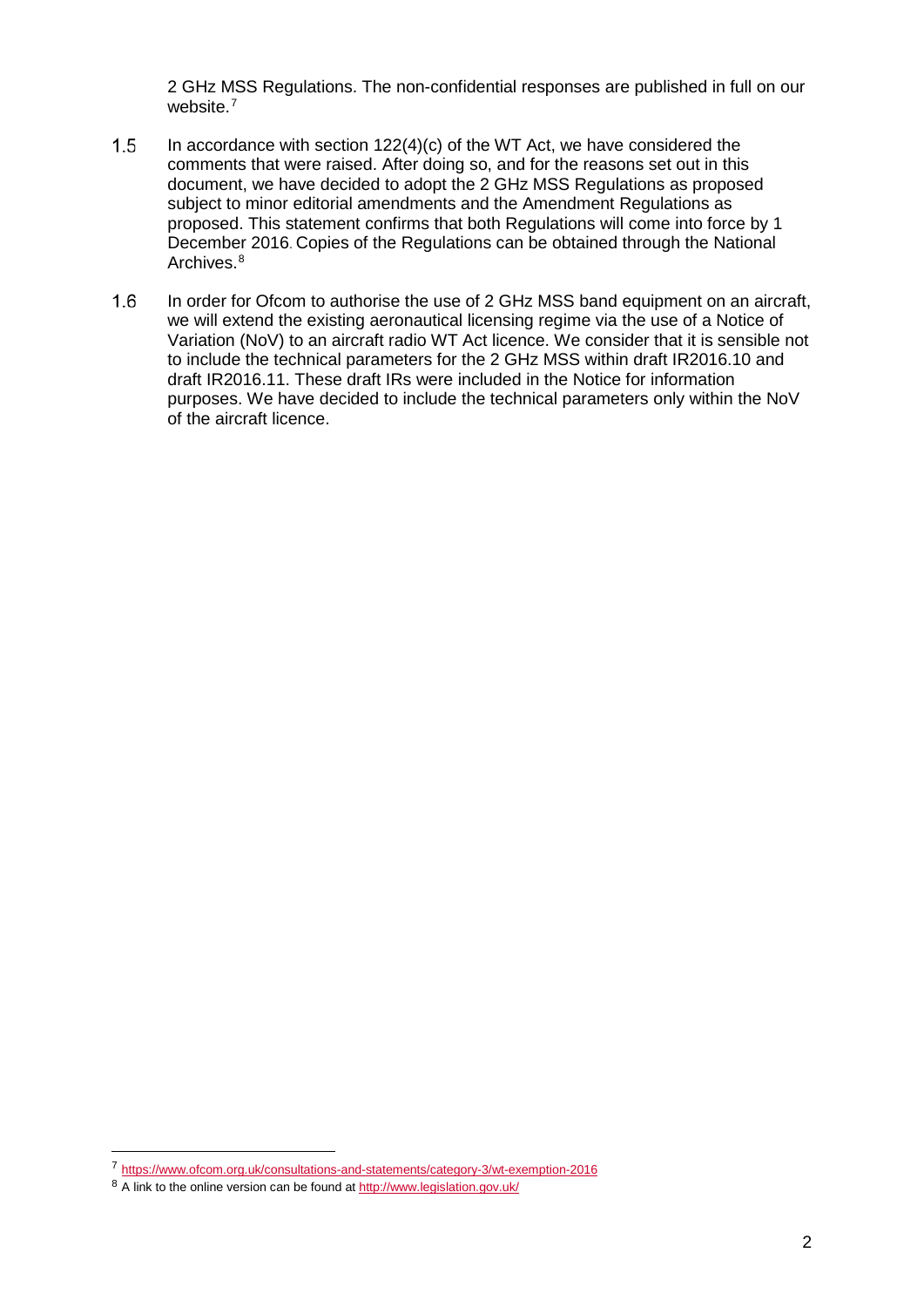2 GHz MSS Regulations. The non-confidential responses are published in full on our website.[7]

1.5 In accordance with section 122(4)(c) of the WT Act, we have considered the comments that were raised. After doing so, and for the reasons set out in this document, we have decided to adopt the 2 GHz MSS Regulations as proposed subject to minor editorial amendments and the Amendment Regulations as proposed. This statement confirms that both Regulations will come into force by 1 December 2016. Copies of the Regulations can be obtained through the National Archives.[8]

1.6 In order for Ofcom to authorise the use of 2 GHz MSS band equipment on an aircraft, we will extend the existing aeronautical licensing regime via the use of a Notice of Variation (NoV) to an aircraft radio WT Act licence. We consider that it is sensible not to include the technical parameters for the 2 GHz MSS within draft IR2016.10 and draft IR2016.11. These draft IRs were included in the Notice for information purposes. We have decided to include the technical parameters only within the NoV of the aircraft licence.

---

[7] https://www.ofcom.org.uk/consultations-and-statements/category-3/wt-exemption-2016

[8] A link to the online version can be found at http://www.legislation.gov.uk/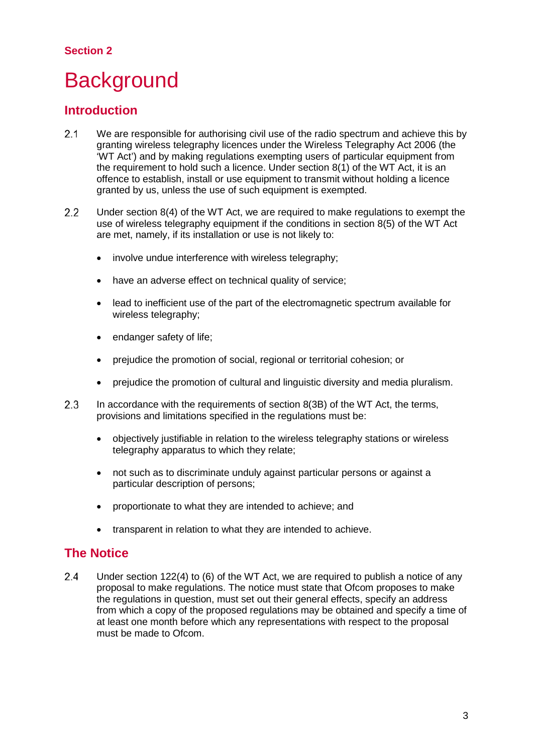## Section 2

# Background

## Introduction

2.1 We are responsible for authorising civil use of the radio spectrum and achieve this by granting wireless telegraphy licences under the Wireless Telegraphy Act 2006 (the 'WT Act') and by making regulations exempting users of particular equipment from the requirement to hold such a licence. Under section 8(1) of the WT Act, it is an offence to establish, install or use equipment to transmit without holding a licence granted by us, unless the use of such equipment is exempted.

2.2 Under section 8(4) of the WT Act, we are required to make regulations to exempt the use of wireless telegraphy equipment if the conditions in section 8(5) of the WT Act are met, namely, if its installation or use is not likely to:

- involve undue interference with wireless telegraphy;
- have an adverse effect on technical quality of service;
- lead to inefficient use of the part of the electromagnetic spectrum available for wireless telegraphy;
- endanger safety of life;
- prejudice the promotion of social, regional or territorial cohesion; or
- prejudice the promotion of cultural and linguistic diversity and media pluralism.

2.3 In accordance with the requirements of section 8(3B) of the WT Act, the terms, provisions and limitations specified in the regulations must be:

- objectively justifiable in relation to the wireless telegraphy stations or wireless telegraphy apparatus to which they relate;
- not such as to discriminate unduly against particular persons or against a particular description of persons;
- proportionate to what they are intended to achieve; and
- transparent in relation to what they are intended to achieve.

## The Notice

2.4 Under section 122(4) to (6) of the WT Act, we are required to publish a notice of any proposal to make regulations. The notice must state that Ofcom proposes to make the regulations in question, must set out their general effects, specify an address from which a copy of the proposed regulations may be obtained and specify a time of at least one month before which any representations with respect to the proposal must be made to Ofcom.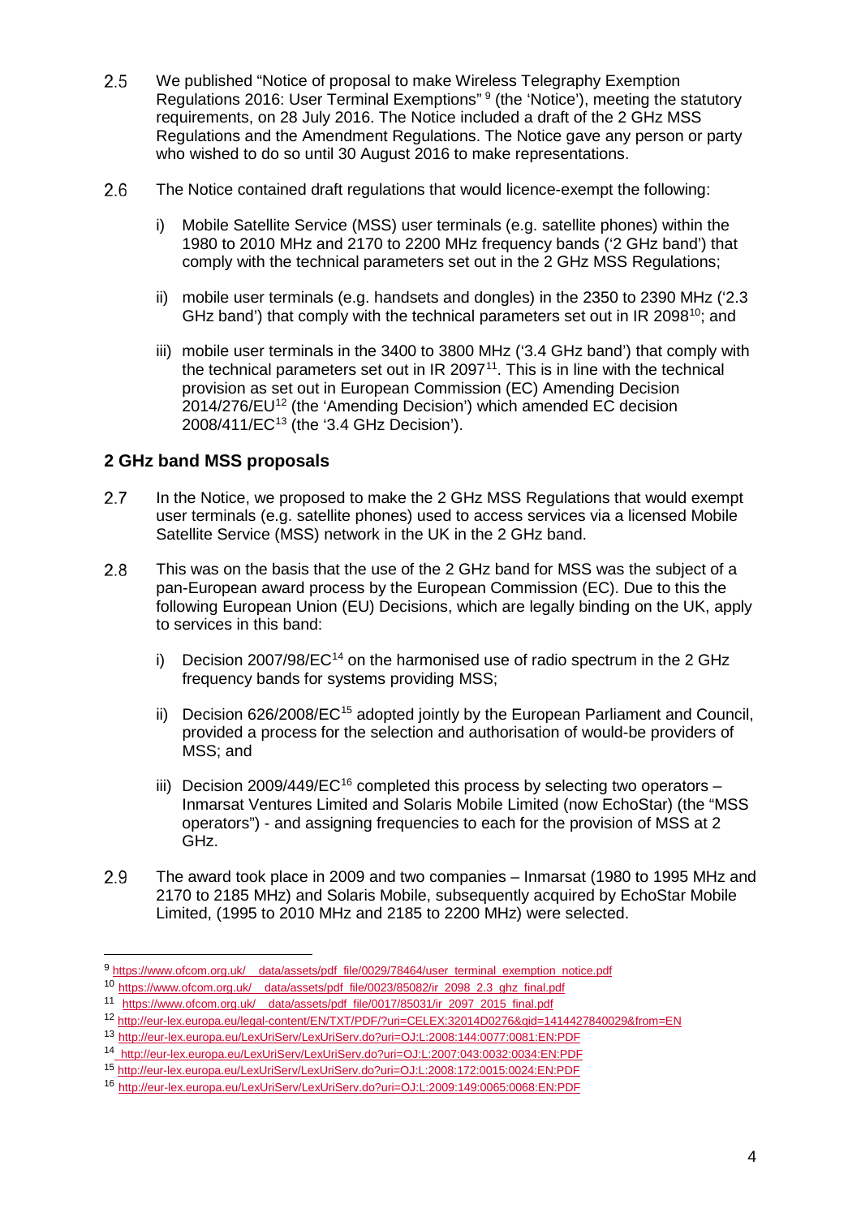2.5 We published "Notice of proposal to make Wireless Telegraphy Exemption Regulations 2016: User Terminal Exemptions" [9] (the 'Notice'), meeting the statutory requirements, on 28 July 2016. The Notice included a draft of the 2 GHz MSS Regulations and the Amendment Regulations. The Notice gave any person or party who wished to do so until 30 August 2016 to make representations.

2.6 The Notice contained draft regulations that would licence-exempt the following:

i) Mobile Satellite Service (MSS) user terminals (e.g. satellite phones) within the 1980 to 2010 MHz and 2170 to 2200 MHz frequency bands ('2 GHz band') that comply with the technical parameters set out in the 2 GHz MSS Regulations;

ii) mobile user terminals (e.g. handsets and dongles) in the 2350 to 2390 MHz ('2.3 GHz band') that comply with the technical parameters set out in IR 2098[10]; and

iii) mobile user terminals in the 3400 to 3800 MHz ('3.4 GHz band') that comply with the technical parameters set out in IR 2097[11]. This is in line with the technical provision as set out in European Commission (EC) Amending Decision 2014/276/EU[12] (the 'Amending Decision') which amended EC decision 2008/411/EC[13] (the '3.4 GHz Decision').

## 2 GHz band MSS proposals

2.7 In the Notice, we proposed to make the 2 GHz MSS Regulations that would exempt user terminals (e.g. satellite phones) used to access services via a licensed Mobile Satellite Service (MSS) network in the UK in the 2 GHz band.

2.8 This was on the basis that the use of the 2 GHz band for MSS was the subject of a pan-European award process by the European Commission (EC). Due to this the following European Union (EU) Decisions, which are legally binding on the UK, apply to services in this band:

i) Decision 2007/98/EC[14] on the harmonised use of radio spectrum in the 2 GHz frequency bands for systems providing MSS;

ii) Decision 626/2008/EC[15] adopted jointly by the European Parliament and Council, provided a process for the selection and authorisation of would-be providers of MSS; and

iii) Decision 2009/449/EC[16] completed this process by selecting two operators – Inmarsat Ventures Limited and Solaris Mobile Limited (now EchoStar) (the "MSS operators") - and assigning frequencies to each for the provision of MSS at 2 GHz.

2.9 The award took place in 2009 and two companies – Inmarsat (1980 to 1995 MHz and 2170 to 2185 MHz) and Solaris Mobile, subsequently acquired by EchoStar Mobile Limited, (1995 to 2010 MHz and 2185 to 2200 MHz) were selected.

---

[9] https://www.ofcom.org.uk/__data/assets/pdf_file/0029/78464/user_terminal_exemption_notice.pdf

[10] https://www.ofcom.org.uk/__data/assets/pdf_file/0023/85082/ir_2098_2.3_ghz_final.pdf

[11] https://www.ofcom.org.uk/__data/assets/pdf_file/0017/85031/ir_2097_2015_final.pdf

[12] http://eur-lex.europa.eu/legal-content/EN/TXT/PDF/?uri=CELEX:32014D0276&qid=1414427840029&from=EN

[13] http://eur-lex.europa.eu/LexUriServ/LexUriServ.do?uri=OJ:L:2008:144:0077:0081:EN:PDF

[14] http://eur-lex.europa.eu/LexUriServ/LexUriServ.do?uri=OJ:L:2007:043:0032:0034:EN:PDF

[15] http://eur-lex.europa.eu/LexUriServ/LexUriServ.do?uri=OJ:L:2008:172:0015:0024:EN:PDF

[16] http://eur-lex.europa.eu/LexUriServ/LexUriServ.do?uri=OJ:L:2009:149:0065:0068:EN:PDF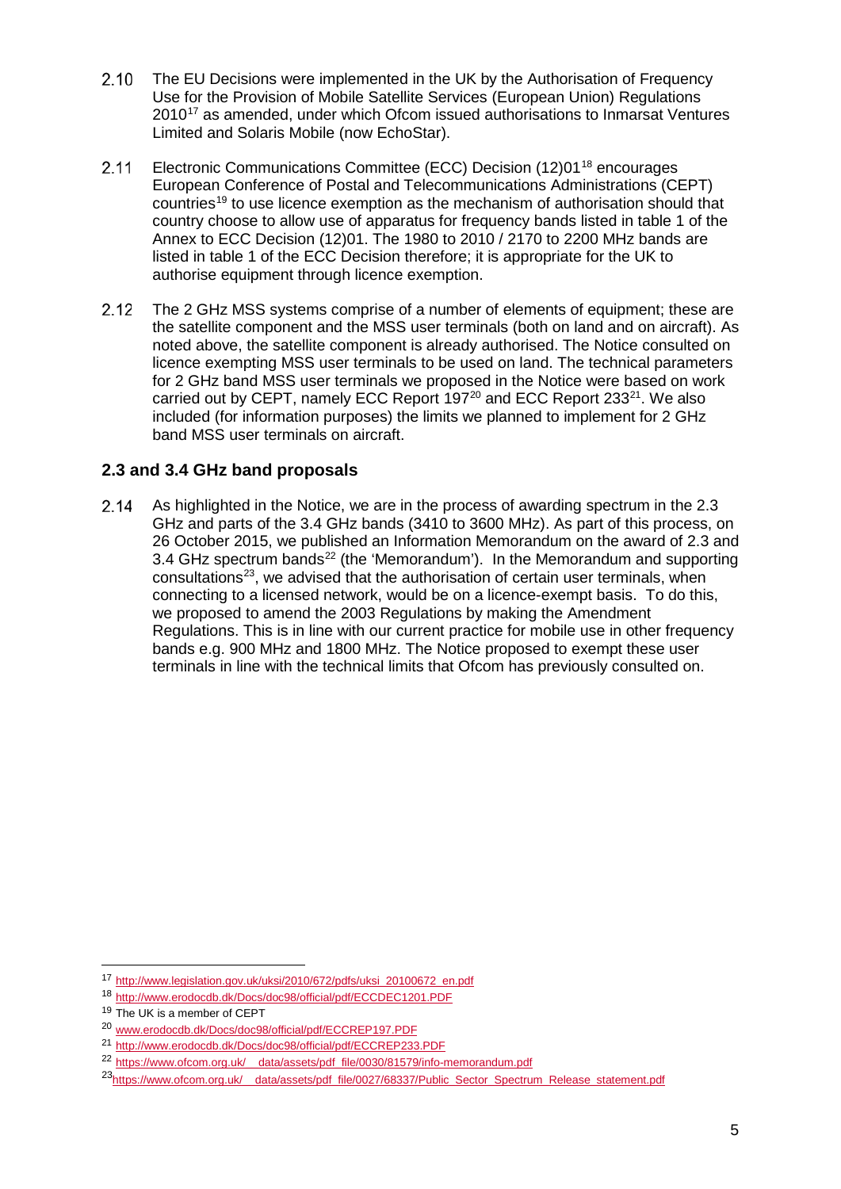2.10 The EU Decisions were implemented in the UK by the Authorisation of Frequency Use for the Provision of Mobile Satellite Services (European Union) Regulations 2010[17] as amended, under which Ofcom issued authorisations to Inmarsat Ventures Limited and Solaris Mobile (now EchoStar).

2.11 Electronic Communications Committee (ECC) Decision (12)01[18] encourages European Conference of Postal and Telecommunications Administrations (CEPT) countries[19] to use licence exemption as the mechanism of authorisation should that country choose to allow use of apparatus for frequency bands listed in table 1 of the Annex to ECC Decision (12)01. The 1980 to 2010 / 2170 to 2200 MHz bands are listed in table 1 of the ECC Decision therefore; it is appropriate for the UK to authorise equipment through licence exemption.

2.12 The 2 GHz MSS systems comprise of a number of elements of equipment; these are the satellite component and the MSS user terminals (both on land and on aircraft). As noted above, the satellite component is already authorised. The Notice consulted on licence exempting MSS user terminals to be used on land. The technical parameters for 2 GHz band MSS user terminals we proposed in the Notice were based on work carried out by CEPT, namely ECC Report 197[20] and ECC Report 233[21]. We also included (for information purposes) the limits we planned to implement for 2 GHz band MSS user terminals on aircraft.

## 2.3 and 3.4 GHz band proposals

2.14 As highlighted in the Notice, we are in the process of awarding spectrum in the 2.3 GHz and parts of the 3.4 GHz bands (3410 to 3600 MHz). As part of this process, on 26 October 2015, we published an Information Memorandum on the award of 2.3 and 3.4 GHz spectrum bands[22] (the 'Memorandum'). In the Memorandum and supporting consultations[23], we advised that the authorisation of certain user terminals, when connecting to a licensed network, would be on a licence-exempt basis. To do this, we proposed to amend the 2003 Regulations by making the Amendment Regulations. This is in line with our current practice for mobile use in other frequency bands e.g. 900 MHz and 1800 MHz. The Notice proposed to exempt these user terminals in line with the technical limits that Ofcom has previously consulted on.

---

[17] http://www.legislation.gov.uk/uksi/2010/672/pdfs/uksi_20100672_en.pdf

[18] http://www.erodocdb.dk/Docs/doc98/official/pdf/ECCDEC1201.PDF

[19] The UK is a member of CEPT

[20] www.erodocdb.dk/Docs/doc98/official/pdf/ECCREP197.PDF

[21] http://www.erodocdb.dk/Docs/doc98/official/pdf/ECCREP233.PDF

[22] https://www.ofcom.org.uk/__data/assets/pdf_file/0030/81579/info-memorandum.pdf

[23] https://www.ofcom.org.uk/__data/assets/pdf_file/0027/68337/Public_Sector_Spectrum_Release_statement.pdf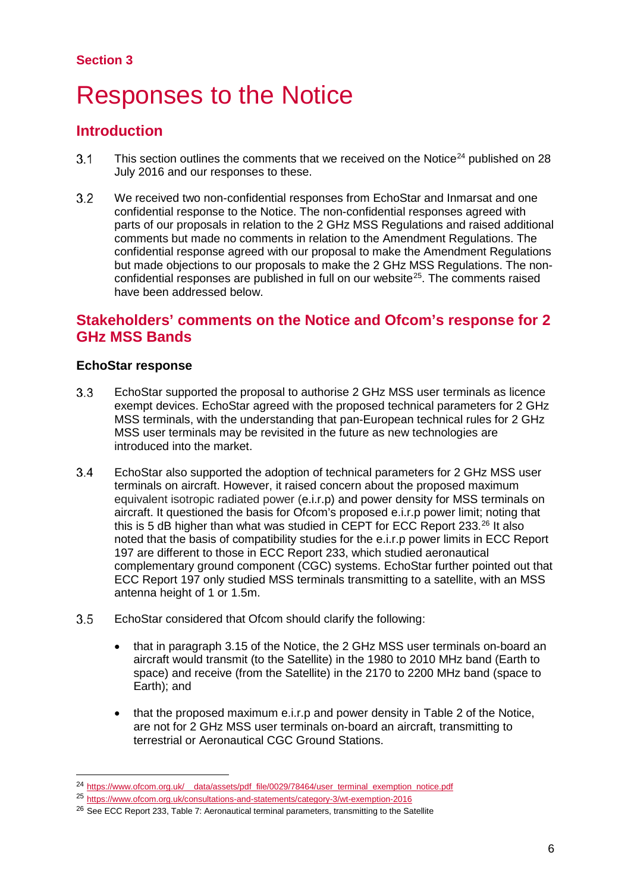Section 3

# Responses to the Notice

## Introduction

3.1 This section outlines the comments that we received on the Notice[24] published on 28 July 2016 and our responses to these.

3.2 We received two non-confidential responses from EchoStar and Inmarsat and one confidential response to the Notice. The non-confidential responses agreed with parts of our proposals in relation to the 2 GHz MSS Regulations and raised additional comments but made no comments in relation to the Amendment Regulations. The confidential response agreed with our proposal to make the Amendment Regulations but made objections to our proposals to make the 2 GHz MSS Regulations. The non-confidential responses are published in full on our website[25]. The comments raised have been addressed below.

## Stakeholders' comments on the Notice and Ofcom's response for 2 GHz MSS Bands

### EchoStar response

3.3 EchoStar supported the proposal to authorise 2 GHz MSS user terminals as licence exempt devices. EchoStar agreed with the proposed technical parameters for 2 GHz MSS terminals, with the understanding that pan-European technical rules for 2 GHz MSS user terminals may be revisited in the future as new technologies are introduced into the market.

3.4 EchoStar also supported the adoption of technical parameters for 2 GHz MSS user terminals on aircraft. However, it raised concern about the proposed maximum equivalent isotropic radiated power (e.i.r.p) and power density for MSS terminals on aircraft. It questioned the basis for Ofcom's proposed e.i.r.p power limit; noting that this is 5 dB higher than what was studied in CEPT for ECC Report 233.[26] It also noted that the basis of compatibility studies for the e.i.r.p power limits in ECC Report 197 are different to those in ECC Report 233, which studied aeronautical complementary ground component (CGC) systems. EchoStar further pointed out that ECC Report 197 only studied MSS terminals transmitting to a satellite, with an MSS antenna height of 1 or 1.5m.

3.5 EchoStar considered that Ofcom should clarify the following:

- that in paragraph 3.15 of the Notice, the 2 GHz MSS user terminals on-board an aircraft would transmit (to the Satellite) in the 1980 to 2010 MHz band (Earth to space) and receive (from the Satellite) in the 2170 to 2200 MHz band (space to Earth); and
- that the proposed maximum e.i.r.p and power density in Table 2 of the Notice, are not for 2 GHz MSS user terminals on-board an aircraft, transmitting to terrestrial or Aeronautical CGC Ground Stations.

---

[24] https://www.ofcom.org.uk/__data/assets/pdf_file/0029/78464/user_terminal_exemption_notice.pdf

[25] https://www.ofcom.org.uk/consultations-and-statements/category-3/wt-exemption-2016

[26] See ECC Report 233, Table 7: Aeronautical terminal parameters, transmitting to the Satellite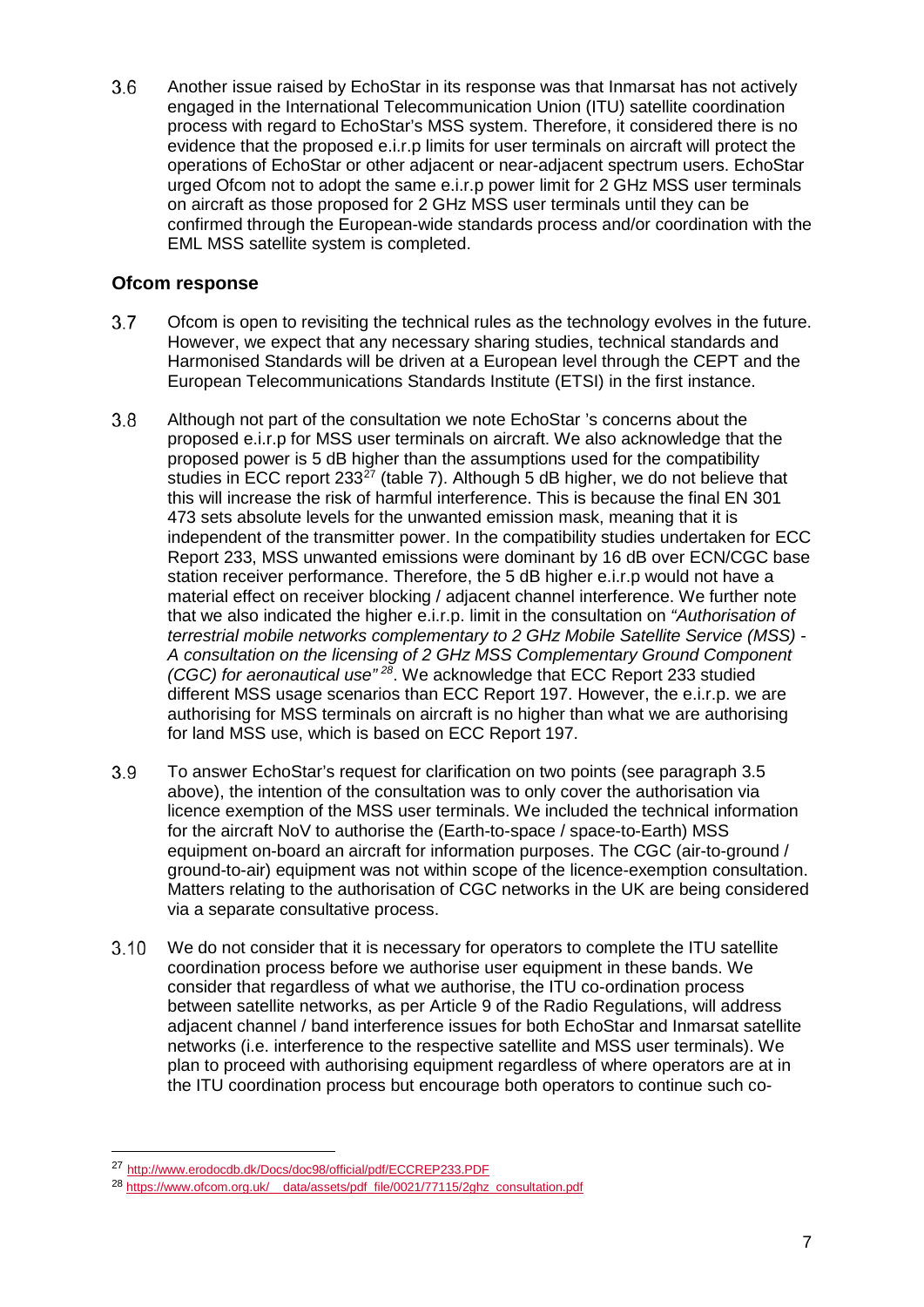3.6 Another issue raised by EchoStar in its response was that Inmarsat has not actively engaged in the International Telecommunication Union (ITU) satellite coordination process with regard to EchoStar's MSS system. Therefore, it considered there is no evidence that the proposed e.i.r.p limits for user terminals on aircraft will protect the operations of EchoStar or other adjacent or near-adjacent spectrum users. EchoStar urged Ofcom not to adopt the same e.i.r.p power limit for 2 GHz MSS user terminals on aircraft as those proposed for 2 GHz MSS user terminals until they can be confirmed through the European-wide standards process and/or coordination with the EML MSS satellite system is completed.

### Ofcom response

3.7 Ofcom is open to revisiting the technical rules as the technology evolves in the future. However, we expect that any necessary sharing studies, technical standards and Harmonised Standards will be driven at a European level through the CEPT and the European Telecommunications Standards Institute (ETSI) in the first instance.

3.8 Although not part of the consultation we note EchoStar 's concerns about the proposed e.i.r.p for MSS user terminals on aircraft. We also acknowledge that the proposed power is 5 dB higher than the assumptions used for the compatibility studies in ECC report 233[27] (table 7). Although 5 dB higher, we do not believe that this will increase the risk of harmful interference. This is because the final EN 301 473 sets absolute levels for the unwanted emission mask, meaning that it is independent of the transmitter power. In the compatibility studies undertaken for ECC Report 233, MSS unwanted emissions were dominant by 16 dB over ECN/CGC base station receiver performance. Therefore, the 5 dB higher e.i.r.p would not have a material effect on receiver blocking / adjacent channel interference. We further note that we also indicated the higher e.i.r.p. limit in the consultation on *"Authorisation of terrestrial mobile networks complementary to 2 GHz Mobile Satellite Service (MSS) - A consultation on the licensing of 2 GHz MSS Complementary Ground Component (CGC) for aeronautical use"* [28]. We acknowledge that ECC Report 233 studied different MSS usage scenarios than ECC Report 197. However, the e.i.r.p. we are authorising for MSS terminals on aircraft is no higher than what we are authorising for land MSS use, which is based on ECC Report 197.

3.9 To answer EchoStar's request for clarification on two points (see paragraph 3.5 above), the intention of the consultation was to only cover the authorisation via licence exemption of the MSS user terminals. We included the technical information for the aircraft NoV to authorise the (Earth-to-space / space-to-Earth) MSS equipment on-board an aircraft for information purposes. The CGC (air-to-ground / ground-to-air) equipment was not within scope of the licence-exemption consultation. Matters relating to the authorisation of CGC networks in the UK are being considered via a separate consultative process.

3.10 We do not consider that it is necessary for operators to complete the ITU satellite coordination process before we authorise user equipment in these bands. We consider that regardless of what we authorise, the ITU co-ordination process between satellite networks, as per Article 9 of the Radio Regulations, will address adjacent channel / band interference issues for both EchoStar and Inmarsat satellite networks (i.e. interference to the respective satellite and MSS user terminals). We plan to proceed with authorising equipment regardless of where operators are at in the ITU coordination process but encourage both operators to continue such co-

---

[27] http://www.erodocdb.dk/Docs/doc98/official/pdf/ECCREP233.PDF

[28] https://www.ofcom.org.uk/__data/assets/pdf_file/0021/77115/2ghz_consultation.pdf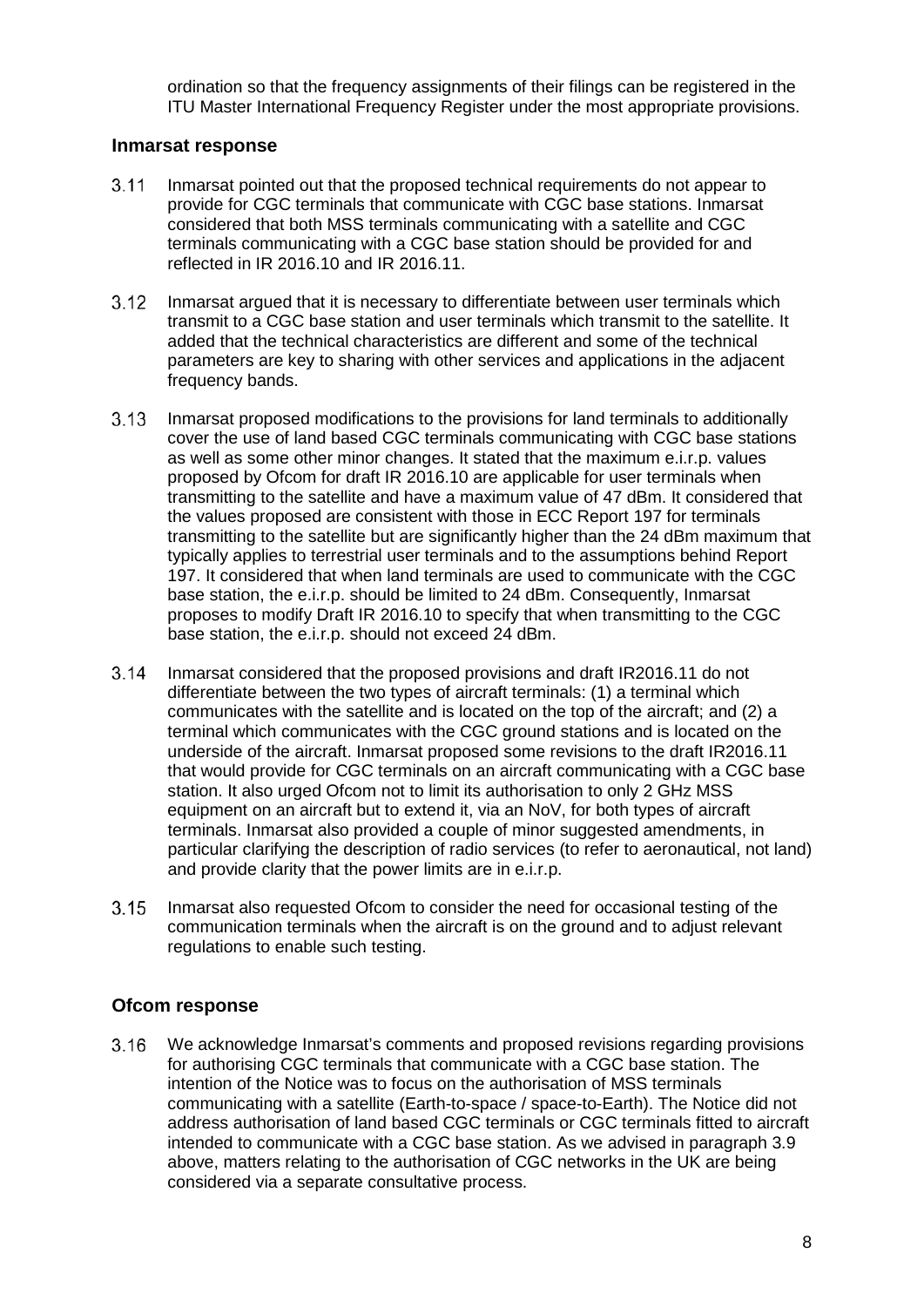ordination so that the frequency assignments of their filings can be registered in the ITU Master International Frequency Register under the most appropriate provisions.

### Inmarsat response

3.11 Inmarsat pointed out that the proposed technical requirements do not appear to provide for CGC terminals that communicate with CGC base stations. Inmarsat considered that both MSS terminals communicating with a satellite and CGC terminals communicating with a CGC base station should be provided for and reflected in IR 2016.10 and IR 2016.11.

3.12 Inmarsat argued that it is necessary to differentiate between user terminals which transmit to a CGC base station and user terminals which transmit to the satellite. It added that the technical characteristics are different and some of the technical parameters are key to sharing with other services and applications in the adjacent frequency bands.

3.13 Inmarsat proposed modifications to the provisions for land terminals to additionally cover the use of land based CGC terminals communicating with CGC base stations as well as some other minor changes. It stated that the maximum e.i.r.p. values proposed by Ofcom for draft IR 2016.10 are applicable for user terminals when transmitting to the satellite and have a maximum value of 47 dBm. It considered that the values proposed are consistent with those in ECC Report 197 for terminals transmitting to the satellite but are significantly higher than the 24 dBm maximum that typically applies to terrestrial user terminals and to the assumptions behind Report 197. It considered that when land terminals are used to communicate with the CGC base station, the e.i.r.p. should be limited to 24 dBm. Consequently, Inmarsat proposes to modify Draft IR 2016.10 to specify that when transmitting to the CGC base station, the e.i.r.p. should not exceed 24 dBm.

3.14 Inmarsat considered that the proposed provisions and draft IR2016.11 do not differentiate between the two types of aircraft terminals: (1) a terminal which communicates with the satellite and is located on the top of the aircraft; and (2) a terminal which communicates with the CGC ground stations and is located on the underside of the aircraft. Inmarsat proposed some revisions to the draft IR2016.11 that would provide for CGC terminals on an aircraft communicating with a CGC base station. It also urged Ofcom not to limit its authorisation to only 2 GHz MSS equipment on an aircraft but to extend it, via an NoV, for both types of aircraft terminals. Inmarsat also provided a couple of minor suggested amendments, in particular clarifying the description of radio services (to refer to aeronautical, not land) and provide clarity that the power limits are in e.i.r.p.

3.15 Inmarsat also requested Ofcom to consider the need for occasional testing of the communication terminals when the aircraft is on the ground and to adjust relevant regulations to enable such testing.

### Ofcom response

3.16 We acknowledge Inmarsat's comments and proposed revisions regarding provisions for authorising CGC terminals that communicate with a CGC base station. The intention of the Notice was to focus on the authorisation of MSS terminals communicating with a satellite (Earth-to-space / space-to-Earth). The Notice did not address authorisation of land based CGC terminals or CGC terminals fitted to aircraft intended to communicate with a CGC base station. As we advised in paragraph 3.9 above, matters relating to the authorisation of CGC networks in the UK are being considered via a separate consultative process.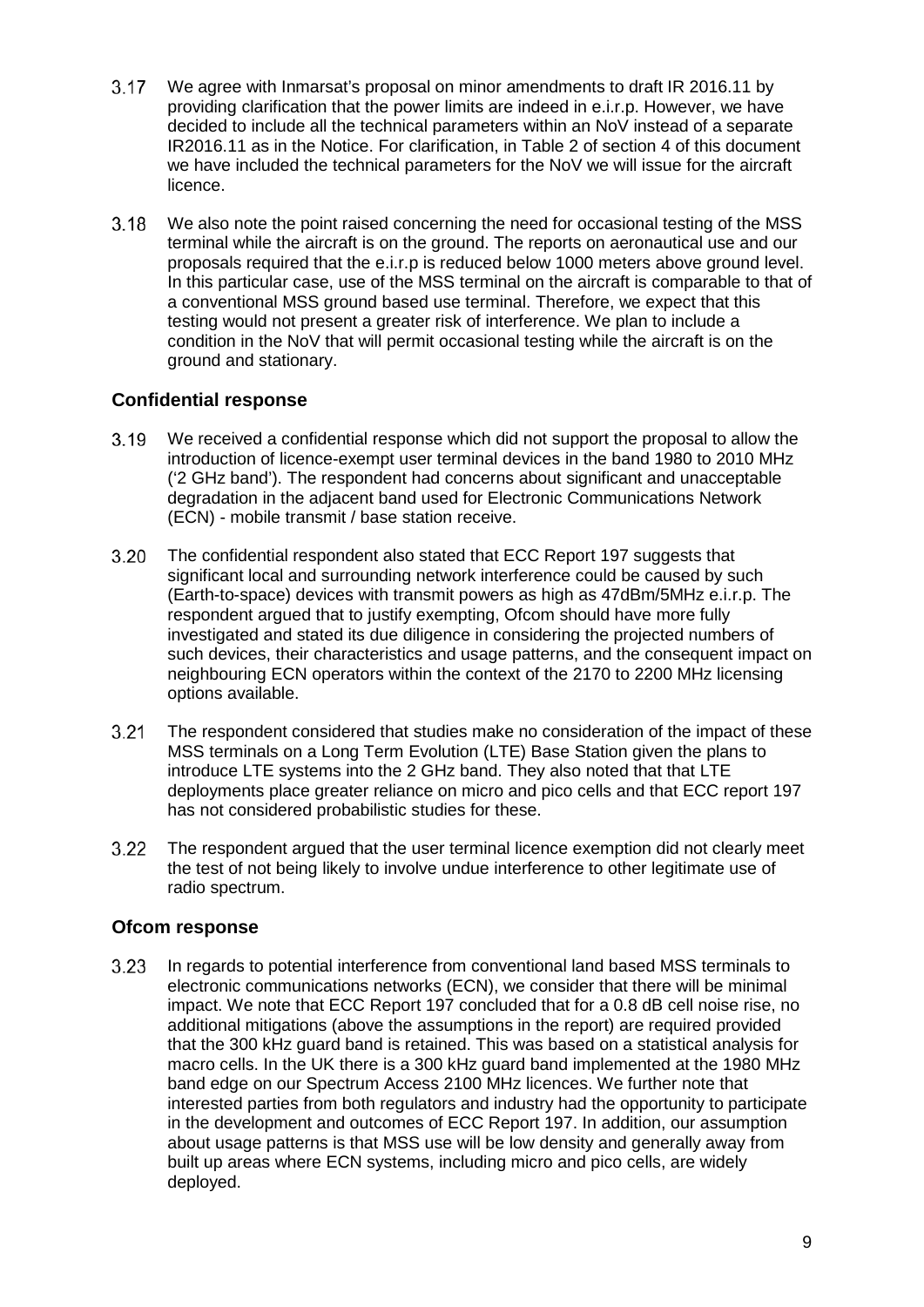3.17 We agree with Inmarsat's proposal on minor amendments to draft IR 2016.11 by providing clarification that the power limits are indeed in e.i.r.p. However, we have decided to include all the technical parameters within an NoV instead of a separate IR2016.11 as in the Notice. For clarification, in Table 2 of section 4 of this document we have included the technical parameters for the NoV we will issue for the aircraft licence.

3.18 We also note the point raised concerning the need for occasional testing of the MSS terminal while the aircraft is on the ground. The reports on aeronautical use and our proposals required that the e.i.r.p is reduced below 1000 meters above ground level. In this particular case, use of the MSS terminal on the aircraft is comparable to that of a conventional MSS ground based use terminal. Therefore, we expect that this testing would not present a greater risk of interference. We plan to include a condition in the NoV that will permit occasional testing while the aircraft is on the ground and stationary.

### Confidential response

3.19 We received a confidential response which did not support the proposal to allow the introduction of licence-exempt user terminal devices in the band 1980 to 2010 MHz ('2 GHz band'). The respondent had concerns about significant and unacceptable degradation in the adjacent band used for Electronic Communications Network (ECN) - mobile transmit / base station receive.

3.20 The confidential respondent also stated that ECC Report 197 suggests that significant local and surrounding network interference could be caused by such (Earth-to-space) devices with transmit powers as high as 47dBm/5MHz e.i.r.p. The respondent argued that to justify exempting, Ofcom should have more fully investigated and stated its due diligence in considering the projected numbers of such devices, their characteristics and usage patterns, and the consequent impact on neighbouring ECN operators within the context of the 2170 to 2200 MHz licensing options available.

3.21 The respondent considered that studies make no consideration of the impact of these MSS terminals on a Long Term Evolution (LTE) Base Station given the plans to introduce LTE systems into the 2 GHz band. They also noted that that LTE deployments place greater reliance on micro and pico cells and that ECC report 197 has not considered probabilistic studies for these.

3.22 The respondent argued that the user terminal licence exemption did not clearly meet the test of not being likely to involve undue interference to other legitimate use of radio spectrum.

### Ofcom response

3.23 In regards to potential interference from conventional land based MSS terminals to electronic communications networks (ECN), we consider that there will be minimal impact. We note that ECC Report 197 concluded that for a 0.8 dB cell noise rise, no additional mitigations (above the assumptions in the report) are required provided that the 300 kHz guard band is retained. This was based on a statistical analysis for macro cells. In the UK there is a 300 kHz guard band implemented at the 1980 MHz band edge on our Spectrum Access 2100 MHz licences. We further note that interested parties from both regulators and industry had the opportunity to participate in the development and outcomes of ECC Report 197. In addition, our assumption about usage patterns is that MSS use will be low density and generally away from built up areas where ECN systems, including micro and pico cells, are widely deployed.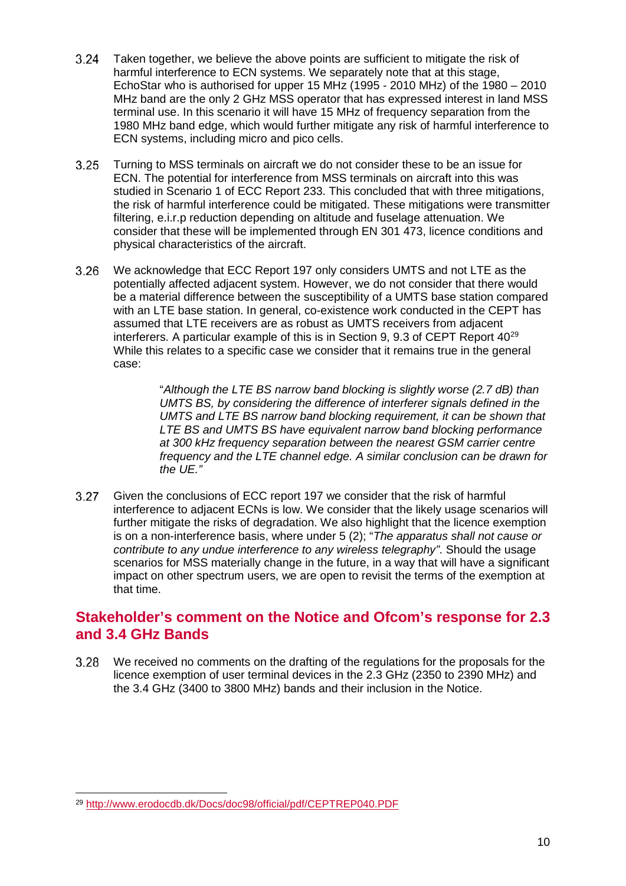3.24 Taken together, we believe the above points are sufficient to mitigate the risk of harmful interference to ECN systems. We separately note that at this stage, EchoStar who is authorised for upper 15 MHz (1995 - 2010 MHz) of the 1980 – 2010 MHz band are the only 2 GHz MSS operator that has expressed interest in land MSS terminal use. In this scenario it will have 15 MHz of frequency separation from the 1980 MHz band edge, which would further mitigate any risk of harmful interference to ECN systems, including micro and pico cells.

3.25 Turning to MSS terminals on aircraft we do not consider these to be an issue for ECN. The potential for interference from MSS terminals on aircraft into this was studied in Scenario 1 of ECC Report 233. This concluded that with three mitigations, the risk of harmful interference could be mitigated. These mitigations were transmitter filtering, e.i.r.p reduction depending on altitude and fuselage attenuation. We consider that these will be implemented through EN 301 473, licence conditions and physical characteristics of the aircraft.

3.26 We acknowledge that ECC Report 197 only considers UMTS and not LTE as the potentially affected adjacent system. However, we do not consider that there would be a material difference between the susceptibility of a UMTS base station compared with an LTE base station. In general, co-existence work conducted in the CEPT has assumed that LTE receivers are as robust as UMTS receivers from adjacent interferers. A particular example of this is in Section 9, 9.3 of CEPT Report 40[29] While this relates to a specific case we consider that it remains true in the general case:

> "*Although the LTE BS narrow band blocking is slightly worse (2.7 dB) than UMTS BS, by considering the difference of interferer signals defined in the UMTS and LTE BS narrow band blocking requirement, it can be shown that LTE BS and UMTS BS have equivalent narrow band blocking performance at 300 kHz frequency separation between the nearest GSM carrier centre frequency and the LTE channel edge. A similar conclusion can be drawn for the UE.*"

3.27 Given the conclusions of ECC report 197 we consider that the risk of harmful interference to adjacent ECNs is low. We consider that the likely usage scenarios will further mitigate the risks of degradation. We also highlight that the licence exemption is on a non-interference basis, where under 5 (2); "*The apparatus shall not cause or contribute to any undue interference to any wireless telegraphy*". Should the usage scenarios for MSS materially change in the future, in a way that will have a significant impact on other spectrum users, we are open to revisit the terms of the exemption at that time.

## Stakeholder's comment on the Notice and Ofcom's response for 2.3 and 3.4 GHz Bands

3.28 We received no comments on the drafting of the regulations for the proposals for the licence exemption of user terminal devices in the 2.3 GHz (2350 to 2390 MHz) and the 3.4 GHz (3400 to 3800 MHz) bands and their inclusion in the Notice.

---

[29] http://www.erodocdb.dk/Docs/doc98/official/pdf/CEPTREP040.PDF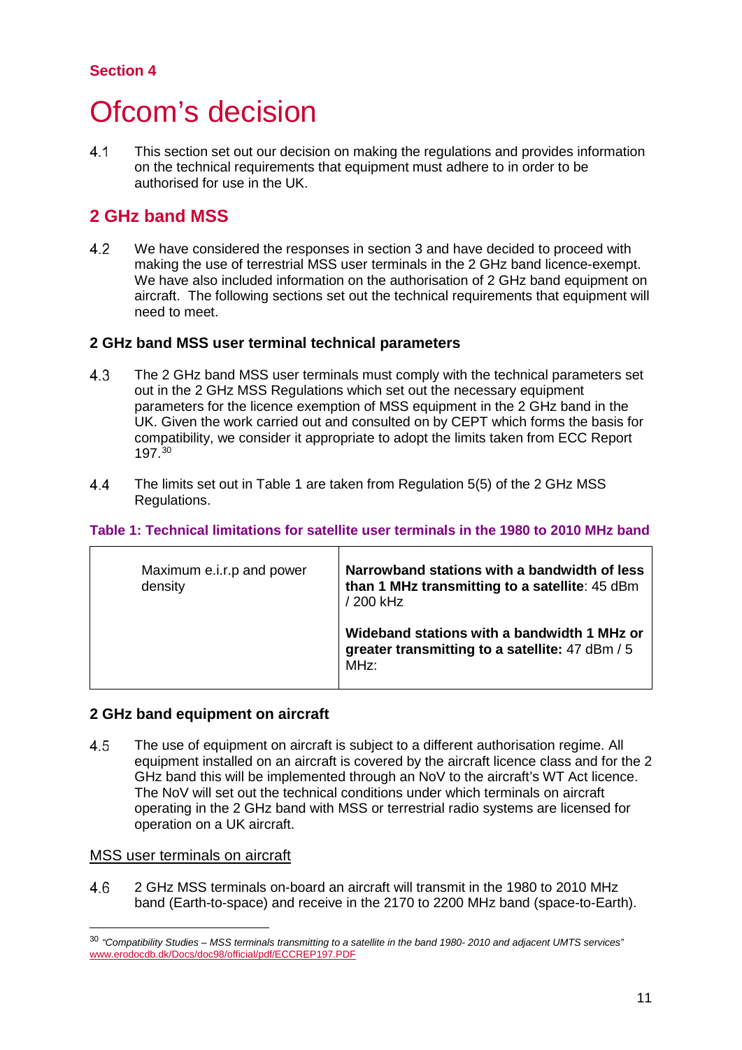## Section 4

# Ofcom's decision

4.1 This section set out our decision on making the regulations and provides information on the technical requirements that equipment must adhere to in order to be authorised for use in the UK.

## 2 GHz band MSS

4.2 We have considered the responses in section 3 and have decided to proceed with making the use of terrestrial MSS user terminals in the 2 GHz band licence-exempt. We have also included information on the authorisation of 2 GHz band equipment on aircraft. The following sections set out the technical requirements that equipment will need to meet.

### 2 GHz band MSS user terminal technical parameters

4.3 The 2 GHz band MSS user terminals must comply with the technical parameters set out in the 2 GHz MSS Regulations which set out the necessary equipment parameters for the licence exemption of MSS equipment in the 2 GHz band in the UK. Given the work carried out and consulted on by CEPT which forms the basis for compatibility, we consider it appropriate to adopt the limits taken from ECC Report 197.[30]

4.4 The limits set out in Table 1 are taken from Regulation 5(5) of the 2 GHz MSS Regulations.

**Table 1: Technical limitations for satellite user terminals in the 1980 to 2010 MHz band**

| | |
|---|---|
| Maximum e.i.r.p and power density | **Narrowband stations with a bandwidth of less than 1 MHz transmitting to a satellite**: 45 dBm / 200 kHz<br><br>**Wideband stations with a bandwidth 1 MHz or greater transmitting to a satellite:** 47 dBm / 5 MHz: |

### 2 GHz band equipment on aircraft

4.5 The use of equipment on aircraft is subject to a different authorisation regime. All equipment installed on an aircraft is covered by the aircraft licence class and for the 2 GHz band this will be implemented through an NoV to the aircraft's WT Act licence. The NoV will set out the technical conditions under which terminals on aircraft operating in the 2 GHz band with MSS or terrestrial radio systems are licensed for operation on a UK aircraft.

MSS user terminals on aircraft

4.6 2 GHz MSS terminals on-board an aircraft will transmit in the 1980 to 2010 MHz band (Earth-to-space) and receive in the 2170 to 2200 MHz band (space-to-Earth).

[30] *"Compatibility Studies – MSS terminals transmitting to a satellite in the band 1980- 2010 and adjacent UMTS services"* www.erodocdb.dk/Docs/doc98/official/pdf/ECCREP197.PDF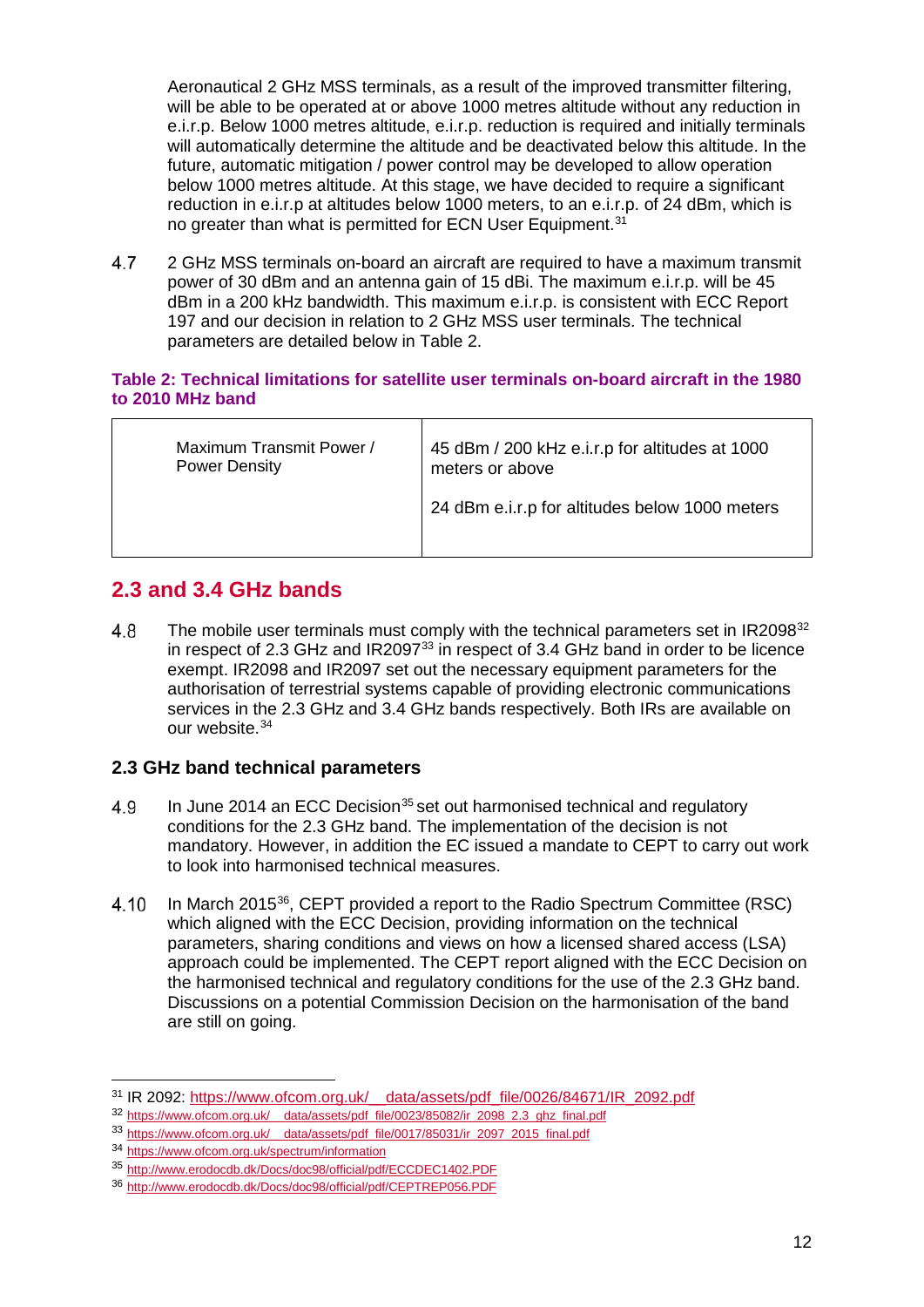Aeronautical 2 GHz MSS terminals, as a result of the improved transmitter filtering, will be able to be operated at or above 1000 metres altitude without any reduction in e.i.r.p. Below 1000 metres altitude, e.i.r.p. reduction is required and initially terminals will automatically determine the altitude and be deactivated below this altitude. In the future, automatic mitigation / power control may be developed to allow operation below 1000 metres altitude. At this stage, we have decided to require a significant reduction in e.i.r.p at altitudes below 1000 meters, to an e.i.r.p. of 24 dBm, which is no greater than what is permitted for ECN User Equipment.[31]

4.7 2 GHz MSS terminals on-board an aircraft are required to have a maximum transmit power of 30 dBm and an antenna gain of 15 dBi. The maximum e.i.r.p. will be 45 dBm in a 200 kHz bandwidth. This maximum e.i.r.p. is consistent with ECC Report 197 and our decision in relation to 2 GHz MSS user terminals. The technical parameters are detailed below in Table 2.

**Table 2: Technical limitations for satellite user terminals on-board aircraft in the 1980 to 2010 MHz band**

| | |
|---|---|
| Maximum Transmit Power / Power Density | 45 dBm / 200 kHz e.i.r.p for altitudes at 1000 meters or above<br><br>24 dBm e.i.r.p for altitudes below 1000 meters |

## 2.3 and 3.4 GHz bands

4.8 The mobile user terminals must comply with the technical parameters set in IR2098[32] in respect of 2.3 GHz and IR2097[33] in respect of 3.4 GHz band in order to be licence exempt. IR2098 and IR2097 set out the necessary equipment parameters for the authorisation of terrestrial systems capable of providing electronic communications services in the 2.3 GHz and 3.4 GHz bands respectively. Both IRs are available on our website.[34]

### 2.3 GHz band technical parameters

4.9 In June 2014 an ECC Decision[35] set out harmonised technical and regulatory conditions for the 2.3 GHz band. The implementation of the decision is not mandatory. However, in addition the EC issued a mandate to CEPT to carry out work to look into harmonised technical measures.

4.10 In March 2015[36], CEPT provided a report to the Radio Spectrum Committee (RSC) which aligned with the ECC Decision, providing information on the technical parameters, sharing conditions and views on how a licensed shared access (LSA) approach could be implemented. The CEPT report aligned with the ECC Decision on the harmonised technical and regulatory conditions for the use of the 2.3 GHz band. Discussions on a potential Commission Decision on the harmonisation of the band are still on going.

---

[31] IR 2092: https://www.ofcom.org.uk/__data/assets/pdf_file/0026/84671/IR_2092.pdf

[32] https://www.ofcom.org.uk/__data/assets/pdf_file/0023/85082/ir_2098_2.3_ghz_final.pdf

[33] https://www.ofcom.org.uk/__data/assets/pdf_file/0017/85031/ir_2097_2015_final.pdf

[34] https://www.ofcom.org.uk/spectrum/information

[35] http://www.erodocdb.dk/Docs/doc98/official/pdf/ECCDEC1402.PDF

[36] http://www.erodocdb.dk/Docs/doc98/official/pdf/CEPTREP056.PDF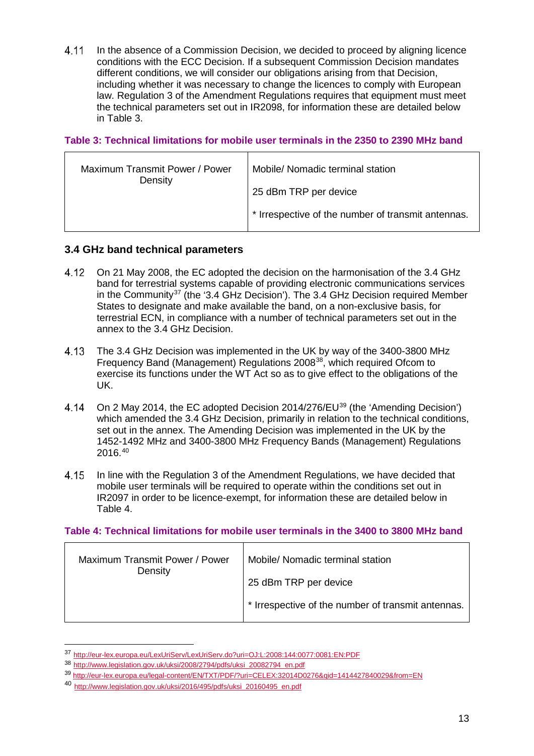4.11 In the absence of a Commission Decision, we decided to proceed by aligning licence conditions with the ECC Decision. If a subsequent Commission Decision mandates different conditions, we will consider our obligations arising from that Decision, including whether it was necessary to change the licences to comply with European law. Regulation 3 of the Amendment Regulations requires that equipment must meet the technical parameters set out in IR2098, for information these are detailed below in Table 3.

**Table 3: Technical limitations for mobile user terminals in the 2350 to 2390 MHz band**

| Maximum Transmit Power / Power Density | Mobile/ Nomadic terminal station<br>25 dBm TRP per device<br>* Irrespective of the number of transmit antennas. |
|---|---|

### 3.4 GHz band technical parameters

4.12 On 21 May 2008, the EC adopted the decision on the harmonisation of the 3.4 GHz band for terrestrial systems capable of providing electronic communications services in the Community[37] (the '3.4 GHz Decision'). The 3.4 GHz Decision required Member States to designate and make available the band, on a non-exclusive basis, for terrestrial ECN, in compliance with a number of technical parameters set out in the annex to the 3.4 GHz Decision.

4.13 The 3.4 GHz Decision was implemented in the UK by way of the 3400-3800 MHz Frequency Band (Management) Regulations 2008[38], which required Ofcom to exercise its functions under the WT Act so as to give effect to the obligations of the UK.

4.14 On 2 May 2014, the EC adopted Decision 2014/276/EU[39] (the 'Amending Decision') which amended the 3.4 GHz Decision, primarily in relation to the technical conditions, set out in the annex. The Amending Decision was implemented in the UK by the 1452-1492 MHz and 3400-3800 MHz Frequency Bands (Management) Regulations 2016.[40]

4.15 In line with the Regulation 3 of the Amendment Regulations, we have decided that mobile user terminals will be required to operate within the conditions set out in IR2097 in order to be licence-exempt, for information these are detailed below in Table 4.

**Table 4: Technical limitations for mobile user terminals in the 3400 to 3800 MHz band**

| Maximum Transmit Power / Power Density | Mobile/ Nomadic terminal station<br>25 dBm TRP per device<br>* Irrespective of the number of transmit antennas. |
|---|---|

[37] http://eur-lex.europa.eu/LexUriServ/LexUriServ.do?uri=OJ:L:2008:144:0077:0081:EN:PDF

[38] http://www.legislation.gov.uk/uksi/2008/2794/pdfs/uksi_20082794_en.pdf

[39] http://eur-lex.europa.eu/legal-content/EN/TXT/PDF/?uri=CELEX:32014D0276&qid=1414427840029&from=EN

[40] http://www.legislation.gov.uk/uksi/2016/495/pdfs/uksi_20160495_en.pdf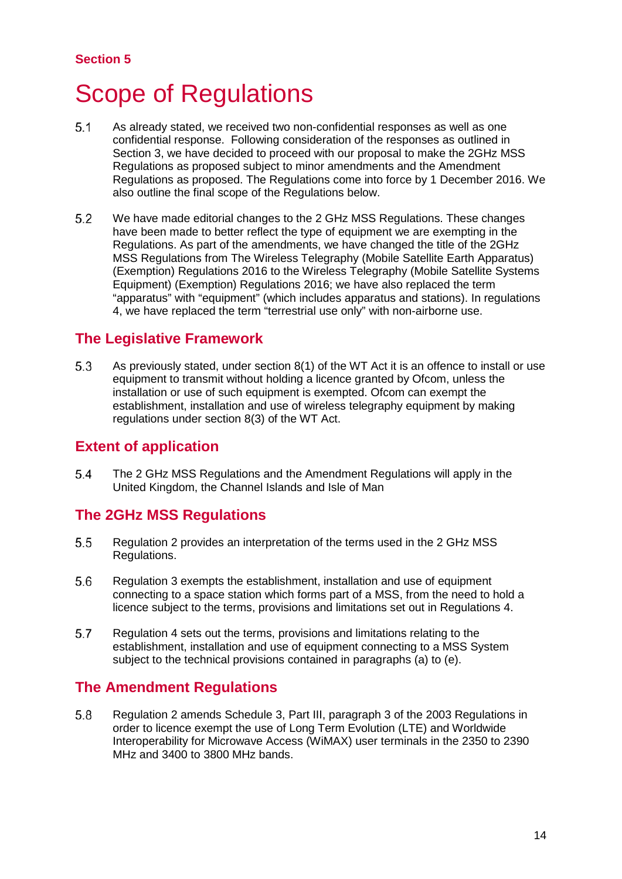Section 5

# Scope of Regulations

5.1 As already stated, we received two non-confidential responses as well as one confidential response. Following consideration of the responses as outlined in Section 3, we have decided to proceed with our proposal to make the 2GHz MSS Regulations as proposed subject to minor amendments and the Amendment Regulations as proposed. The Regulations come into force by 1 December 2016. We also outline the final scope of the Regulations below.

5.2 We have made editorial changes to the 2 GHz MSS Regulations. These changes have been made to better reflect the type of equipment we are exempting in the Regulations. As part of the amendments, we have changed the title of the 2GHz MSS Regulations from The Wireless Telegraphy (Mobile Satellite Earth Apparatus) (Exemption) Regulations 2016 to the Wireless Telegraphy (Mobile Satellite Systems Equipment) (Exemption) Regulations 2016; we have also replaced the term "apparatus" with "equipment" (which includes apparatus and stations). In regulations 4, we have replaced the term "terrestrial use only" with non-airborne use.

## The Legislative Framework

5.3 As previously stated, under section 8(1) of the WT Act it is an offence to install or use equipment to transmit without holding a licence granted by Ofcom, unless the installation or use of such equipment is exempted. Ofcom can exempt the establishment, installation and use of wireless telegraphy equipment by making regulations under section 8(3) of the WT Act.

## Extent of application

5.4 The 2 GHz MSS Regulations and the Amendment Regulations will apply in the United Kingdom, the Channel Islands and Isle of Man

## The 2GHz MSS Regulations

5.5 Regulation 2 provides an interpretation of the terms used in the 2 GHz MSS Regulations.

5.6 Regulation 3 exempts the establishment, installation and use of equipment connecting to a space station which forms part of a MSS, from the need to hold a licence subject to the terms, provisions and limitations set out in Regulations 4.

5.7 Regulation 4 sets out the terms, provisions and limitations relating to the establishment, installation and use of equipment connecting to a MSS System subject to the technical provisions contained in paragraphs (a) to (e).

## The Amendment Regulations

5.8 Regulation 2 amends Schedule 3, Part III, paragraph 3 of the 2003 Regulations in order to licence exempt the use of Long Term Evolution (LTE) and Worldwide Interoperability for Microwave Access (WiMAX) user terminals in the 2350 to 2390 MHz and 3400 to 3800 MHz bands.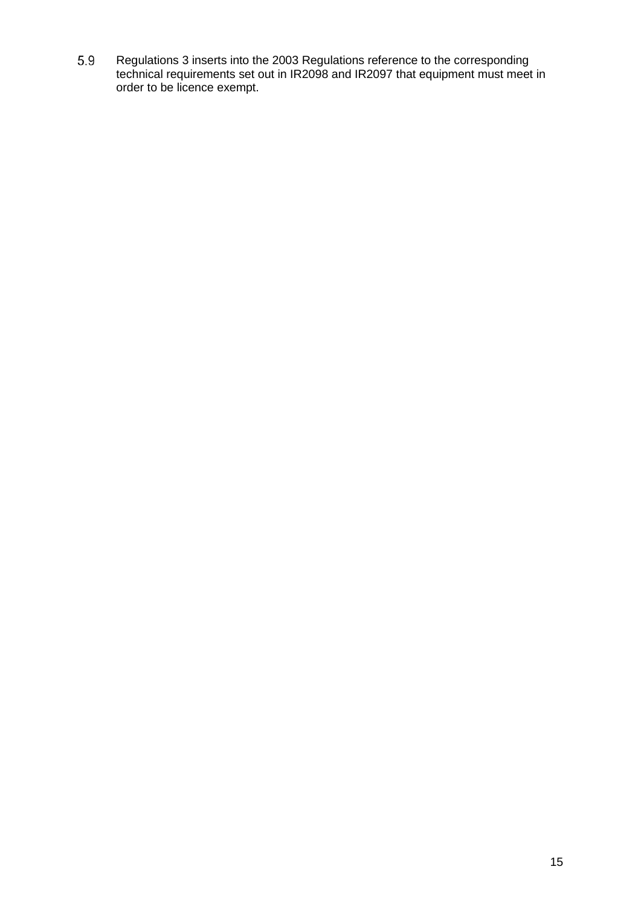5.9 Regulations 3 inserts into the 2003 Regulations reference to the corresponding technical requirements set out in IR2098 and IR2097 that equipment must meet in order to be licence exempt.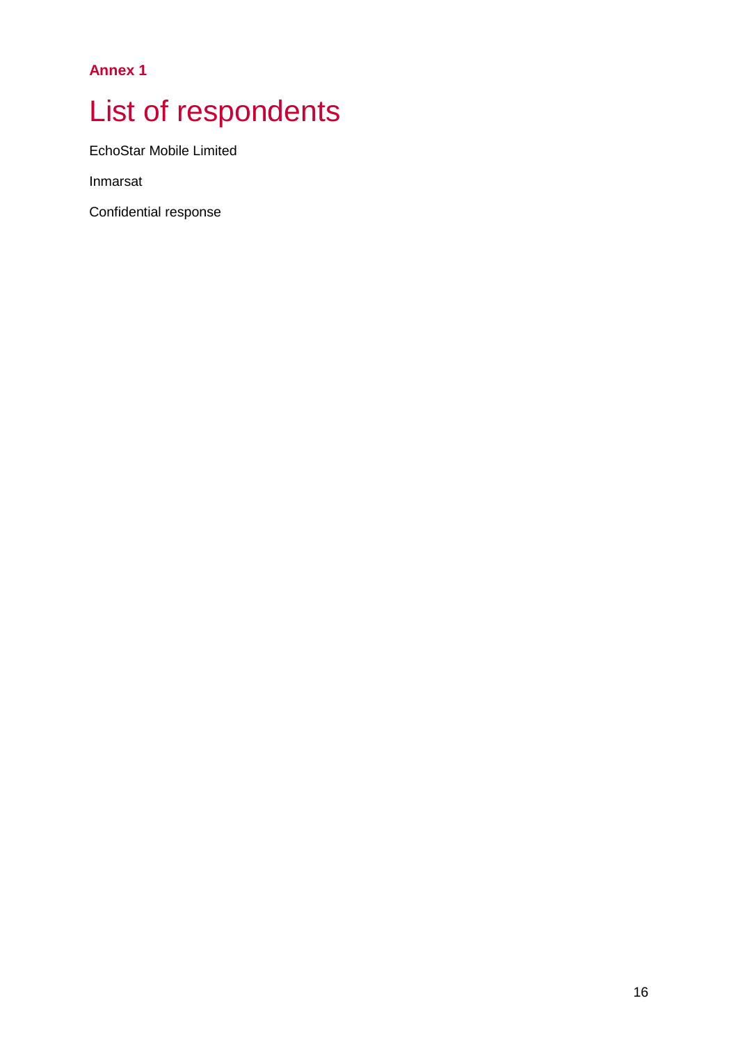**Annex 1**

# List of respondents

EchoStar Mobile Limited

Inmarsat

Confidential response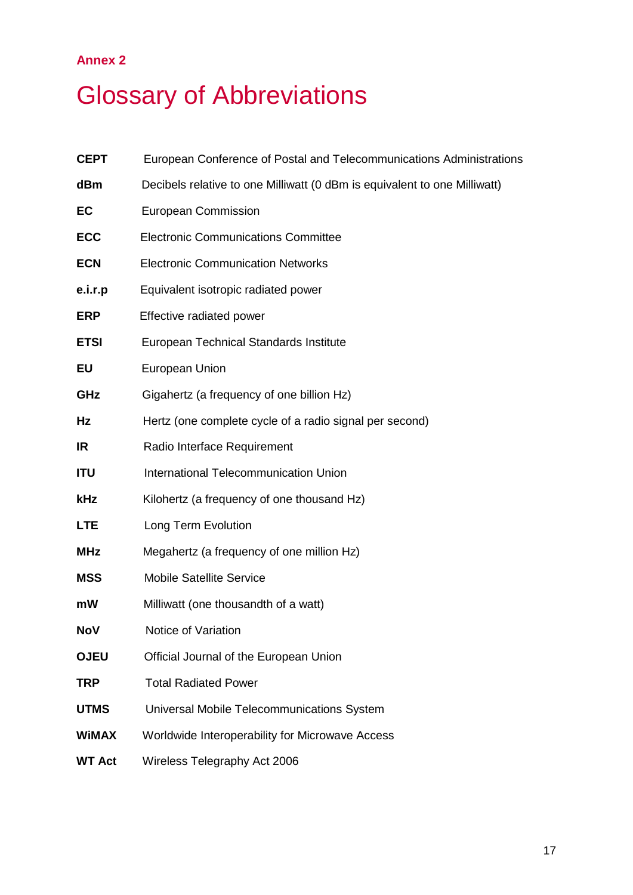Annex 2

# Glossary of Abbreviations

| | |
|---|---|
| **CEPT** | European Conference of Postal and Telecommunications Administrations |
| **dBm** | Decibels relative to one Milliwatt (0 dBm is equivalent to one Milliwatt) |
| **EC** | European Commission |
| **ECC** | Electronic Communications Committee |
| **ECN** | Electronic Communication Networks |
| **e.i.r.p** | Equivalent isotropic radiated power |
| **ERP** | Effective radiated power |
| **ETSI** | European Technical Standards Institute |
| **EU** | European Union |
| **GHz** | Gigahertz (a frequency of one billion Hz) |
| **Hz** | Hertz (one complete cycle of a radio signal per second) |
| **IR** | Radio Interface Requirement |
| **ITU** | International Telecommunication Union |
| **kHz** | Kilohertz (a frequency of one thousand Hz) |
| **LTE** | Long Term Evolution |
| **MHz** | Megahertz (a frequency of one million Hz) |
| **MSS** | Mobile Satellite Service |
| **mW** | Milliwatt (one thousandth of a watt) |
| **NoV** | Notice of Variation |
| **OJEU** | Official Journal of the European Union |
| **TRP** | Total Radiated Power |
| **UTMS** | Universal Mobile Telecommunications System |
| **WiMAX** | Worldwide Interoperability for Microwave Access |
| **WT Act** | Wireless Telegraphy Act 2006 |